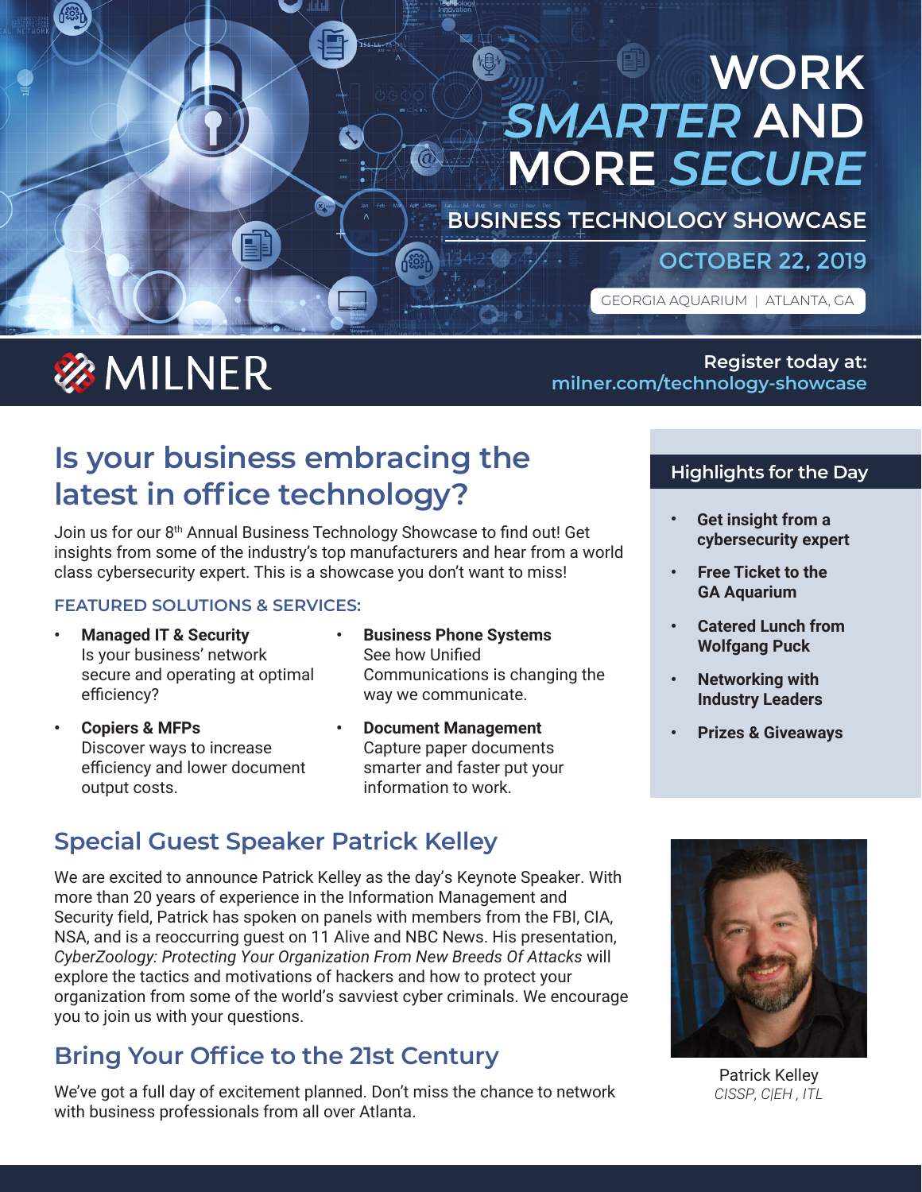# WORK *SMARTER* AND MORE *SECURE*

## BUSINESS TECHNOLOGY SHOWCASE

**OCTOBER 22, 2019**

GEORGIA AQUARIUM | ATLANTA, GA

MILNER

Register today at:
milner.com/technology-showcase

## Is your business embracing the latest in office technology?

Join us for our 8th Annual Business Technology Showcase to find out! Get insights from some of the industry's top manufacturers and hear from a world class cybersecurity expert. This is a showcase you don't want to miss!

### FEATURED SOLUTIONS & SERVICES:

- **Managed IT & Security**
  Is your business' network secure and operating at optimal efficiency?
- **Copiers & MFPs**
  Discover ways to increase efficiency and lower document output costs.
- **Business Phone Systems**
  See how Unified Communications is changing the way we communicate.
- **Document Management**
  Capture paper documents smarter and faster put your information to work.

### Highlights for the Day

- **Get insight from a cybersecurity expert**
- **Free Ticket to the GA Aquarium**
- **Catered Lunch from Wolfgang Puck**
- **Networking with Industry Leaders**
- **Prizes & Giveaways**

## Special Guest Speaker Patrick Kelley

We are excited to announce Patrick Kelley as the day's Keynote Speaker. With more than 20 years of experience in the Information Management and Security field, Patrick has spoken on panels with members from the FBI, CIA, NSA, and is a reoccurring guest on 11 Alive and NBC News. His presentation, *CyberZoology: Protecting Your Organization From New Breeds Of Attacks* will explore the tactics and motivations of hackers and how to protect your organization from some of the world's savviest cyber criminals. We encourage you to join us with your questions.

Patrick Kelley
*CISSP, C|EH , ITL*

## Bring Your Office to the 21st Century

We've got a full day of excitement planned. Don't miss the chance to network with business professionals from all over Atlanta.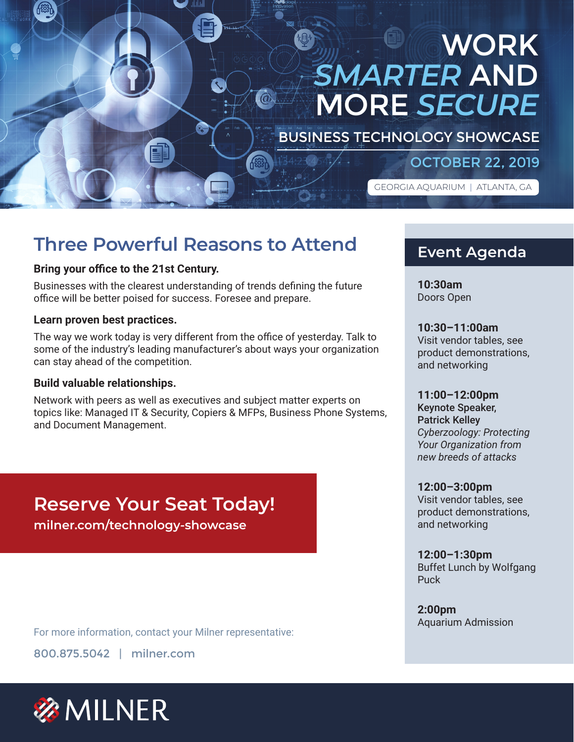# WORK *SMARTER* AND MORE *SECURE*

## BUSINESS TECHNOLOGY SHOWCASE

OCTOBER 22, 2019

GEORGIA AQUARIUM | ATLANTA, GA

## Three Powerful Reasons to Attend

**Bring your office to the 21st Century.**

Businesses with the clearest understanding of trends defining the future office will be better poised for success. Foresee and prepare.

**Learn proven best practices.**

The way we work today is very different from the office of yesterday. Talk to some of the industry's leading manufacturer's about ways your organization can stay ahead of the competition.

**Build valuable relationships.**

Network with peers as well as executives and subject matter experts on topics like: Managed IT & Security, Copiers & MFPs, Business Phone Systems, and Document Management.

## Reserve Your Seat Today!

**milner.com/technology-showcase**

For more information, contact your Milner representative:

800.875.5042 | milner.com

## Event Agenda

**10:30am**
Doors Open

**10:30–11:00am**
Visit vendor tables, see product demonstrations, and networking

**11:00–12:00pm**
**Keynote Speaker, Patrick Kelley**
*Cyberzoology: Protecting Your Organization from new breeds of attacks*

**12:00–3:00pm**
Visit vendor tables, see product demonstrations, and networking

**12:00–1:30pm**
Buffet Lunch by Wolfgang Puck

**2:00pm**
Aquarium Admission

MILNER